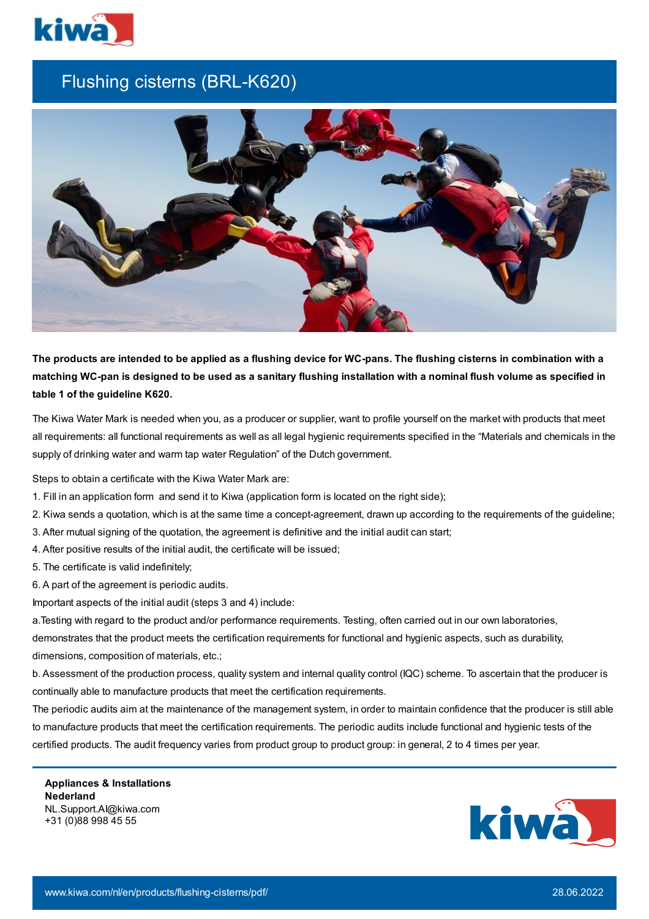# Flushing cisterns (BRL-K620)

**The products are intended to be applied as a flushing device for WC-pans. The flushing cisterns in combination with a matching WC-pan is designed to be used as a sanitary flushing installation with a nominal flush volume as specified in table 1 of the guideline K620.**

The Kiwa Water Mark is needed when you, as a producer or supplier, want to profile yourself on the market with products that meet all requirements: all functional requirements as well as all legal hygienic requirements specified in the "Materials and chemicals in the supply of drinking water and warm tap water Regulation" of the Dutch government.

Steps to obtain a certificate with the Kiwa Water Mark are:

1. Fill in an application form and send it to Kiwa (application form is located on the right side);
2. Kiwa sends a quotation, which is at the same time a concept-agreement, drawn up according to the requirements of the guideline;
3. After mutual signing of the quotation, the agreement is definitive and the initial audit can start;
4. After positive results of the initial audit, the certificate will be issued;
5. The certificate is valid indefinitely;
6. A part of the agreement is periodic audits.

Important aspects of the initial audit (steps 3 and 4) include:

a. Testing with regard to the product and/or performance requirements. Testing, often carried out in our own laboratories, demonstrates that the product meets the certification requirements for functional and hygienic aspects, such as durability, dimensions, composition of materials, etc.;

b. Assessment of the production process, quality system and internal quality control (IQC) scheme. To ascertain that the producer is continually able to manufacture products that meet the certification requirements.

The periodic audits aim at the maintenance of the management system, in order to maintain confidence that the producer is still able to manufacture products that meet the certification requirements. The periodic audits include functional and hygienic tests of the certified products. The audit frequency varies from product group to product group: in general, 2 to 4 times per year.

**Appliances & Installations Nederland**
NL.Support.AI@kiwa.com
+31 (0)88 998 45 55

www.kiwa.com/nl/en/products/flushing-cisterns/pdf/ 28.06.2022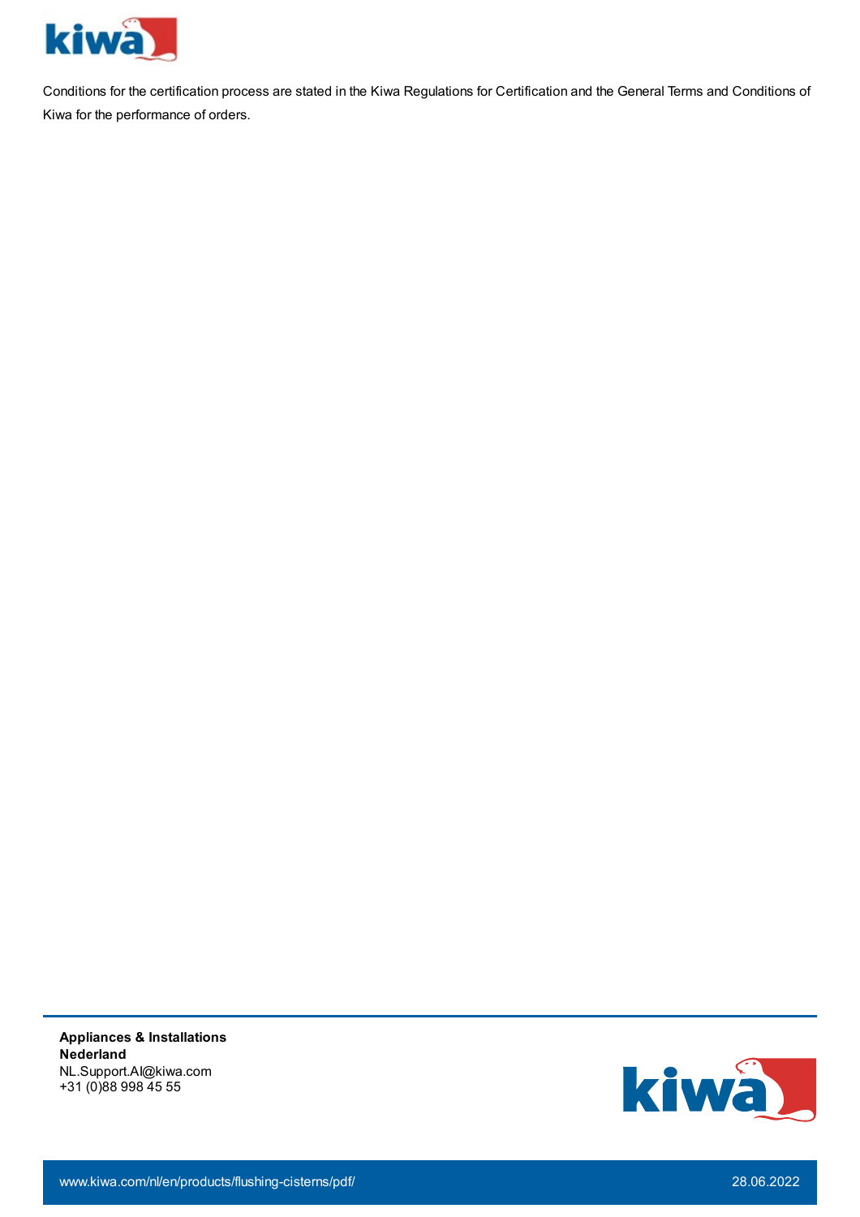Conditions for the certification process are stated in the Kiwa Regulations for Certification and the General Terms and Conditions of Kiwa for the performance of orders.

**Appliances & Installations**
**Nederland**
NL.Support.AI@kiwa.com
+31 (0)88 998 45 55

www.kiwa.com/nl/en/products/flushing-cisterns/pdf/

28.06.2022